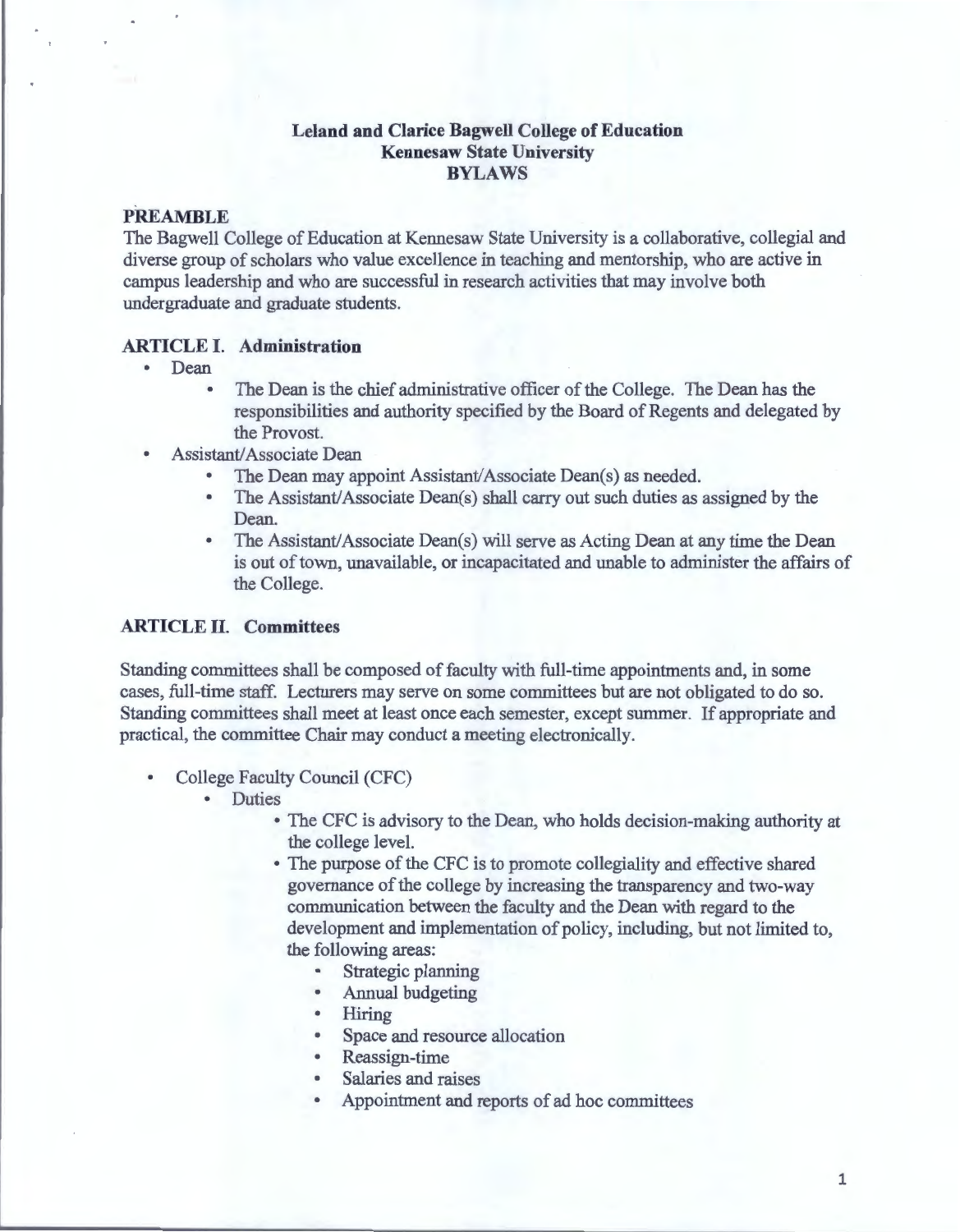**Leland and Clarice Bagwell College of Education**
**Kennesaw State University**
**BYLAWS**

## PREAMBLE

The Bagwell College of Education at Kennesaw State University is a collaborative, collegial and diverse group of scholars who value excellence in teaching and mentorship, who are active in campus leadership and who are successful in research activities that may involve both undergraduate and graduate students.

## ARTICLE I. Administration

- Dean
  - The Dean is the chief administrative officer of the College. The Dean has the responsibilities and authority specified by the Board of Regents and delegated by the Provost.
- Assistant/Associate Dean
  - The Dean may appoint Assistant/Associate Dean(s) as needed.
  - The Assistant/Associate Dean(s) shall carry out such duties as assigned by the Dean.
  - The Assistant/Associate Dean(s) will serve as Acting Dean at any time the Dean is out of town, unavailable, or incapacitated and unable to administer the affairs of the College.

## ARTICLE II. Committees

Standing committees shall be composed of faculty with full-time appointments and, in some cases, full-time staff. Lecturers may serve on some committees but are not obligated to do so. Standing committees shall meet at least once each semester, except summer. If appropriate and practical, the committee Chair may conduct a meeting electronically.

- College Faculty Council (CFC)
  - Duties
    - The CFC is advisory to the Dean, who holds decision-making authority at the college level.
    - The purpose of the CFC is to promote collegiality and effective shared governance of the college by increasing the transparency and two-way communication between the faculty and the Dean with regard to the development and implementation of policy, including, but not limited to, the following areas:
      - Strategic planning
      - Annual budgeting
      - Hiring
      - Space and resource allocation
      - Reassign-time
      - Salaries and raises
      - Appointment and reports of ad hoc committees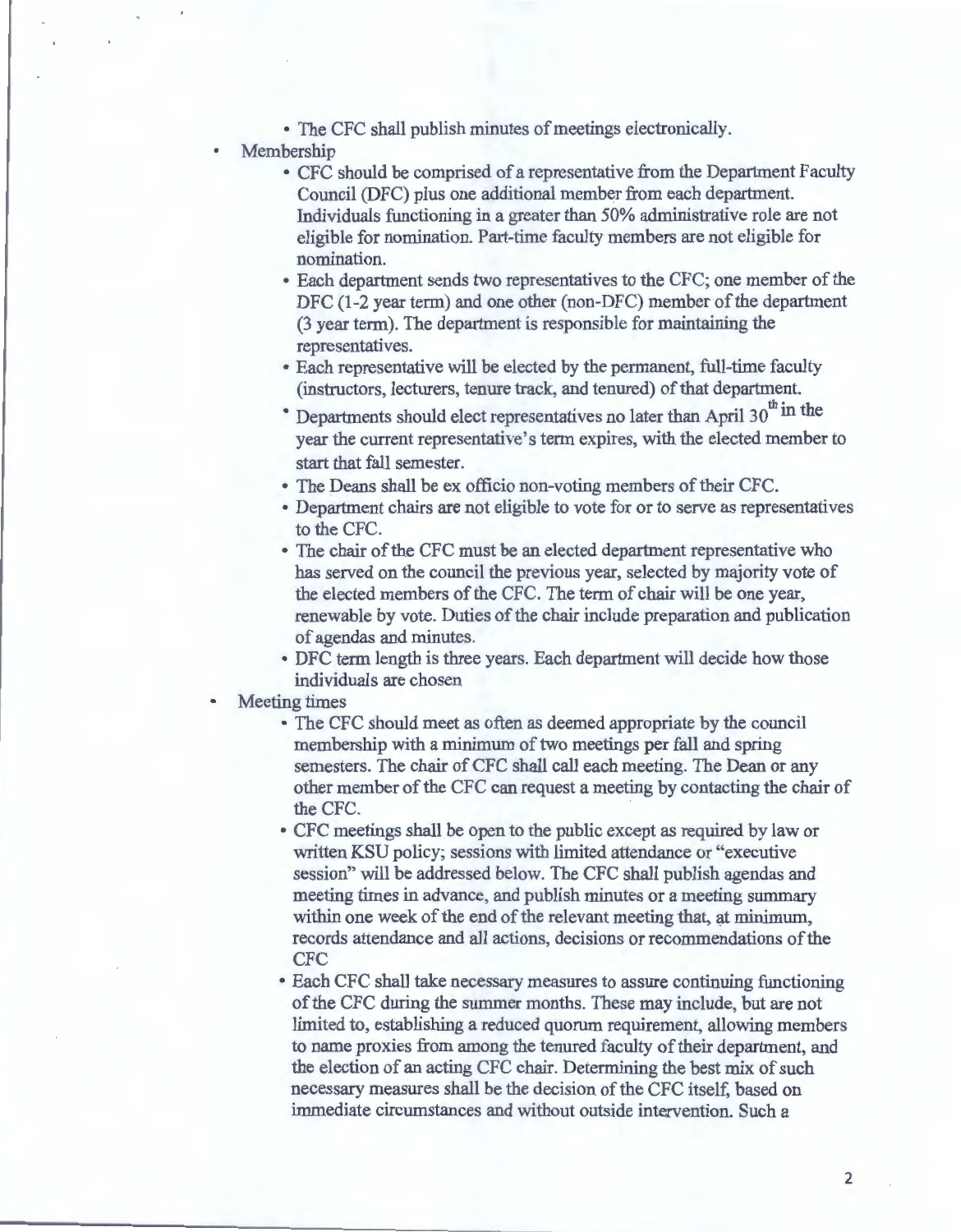- The CFC shall publish minutes of meetings electronically.
- Membership
  - CFC should be comprised of a representative from the Department Faculty Council (DFC) plus one additional member from each department. Individuals functioning in a greater than 50% administrative role are not eligible for nomination. Part-time faculty members are not eligible for nomination.
  - Each department sends two representatives to the CFC; one member of the DFC (1-2 year term) and one other (non-DFC) member of the department (3 year term). The department is responsible for maintaining the representatives.
  - Each representative will be elected by the permanent, full-time faculty (instructors, lecturers, tenure track, and tenured) of that department.
  - Departments should elect representatives no later than April 30th in the year the current representative's term expires, with the elected member to start that fall semester.
  - The Deans shall be ex officio non-voting members of their CFC.
  - Department chairs are not eligible to vote for or to serve as representatives to the CFC.
  - The chair of the CFC must be an elected department representative who has served on the council the previous year, selected by majority vote of the elected members of the CFC. The term of chair will be one year, renewable by vote. Duties of the chair include preparation and publication of agendas and minutes.
  - DFC term length is three years. Each department will decide how those individuals are chosen
- Meeting times
  - The CFC should meet as often as deemed appropriate by the council membership with a minimum of two meetings per fall and spring semesters. The chair of CFC shall call each meeting. The Dean or any other member of the CFC can request a meeting by contacting the chair of the CFC.
  - CFC meetings shall be open to the public except as required by law or written KSU policy; sessions with limited attendance or "executive session" will be addressed below. The CFC shall publish agendas and meeting times in advance, and publish minutes or a meeting summary within one week of the end of the relevant meeting that, at minimum, records attendance and all actions, decisions or recommendations of the CFC
  - Each CFC shall take necessary measures to assure continuing functioning of the CFC during the summer months. These may include, but are not limited to, establishing a reduced quorum requirement, allowing members to name proxies from among the tenured faculty of their department, and the election of an acting CFC chair. Determining the best mix of such necessary measures shall be the decision of the CFC itself, based on immediate circumstances and without outside intervention. Such a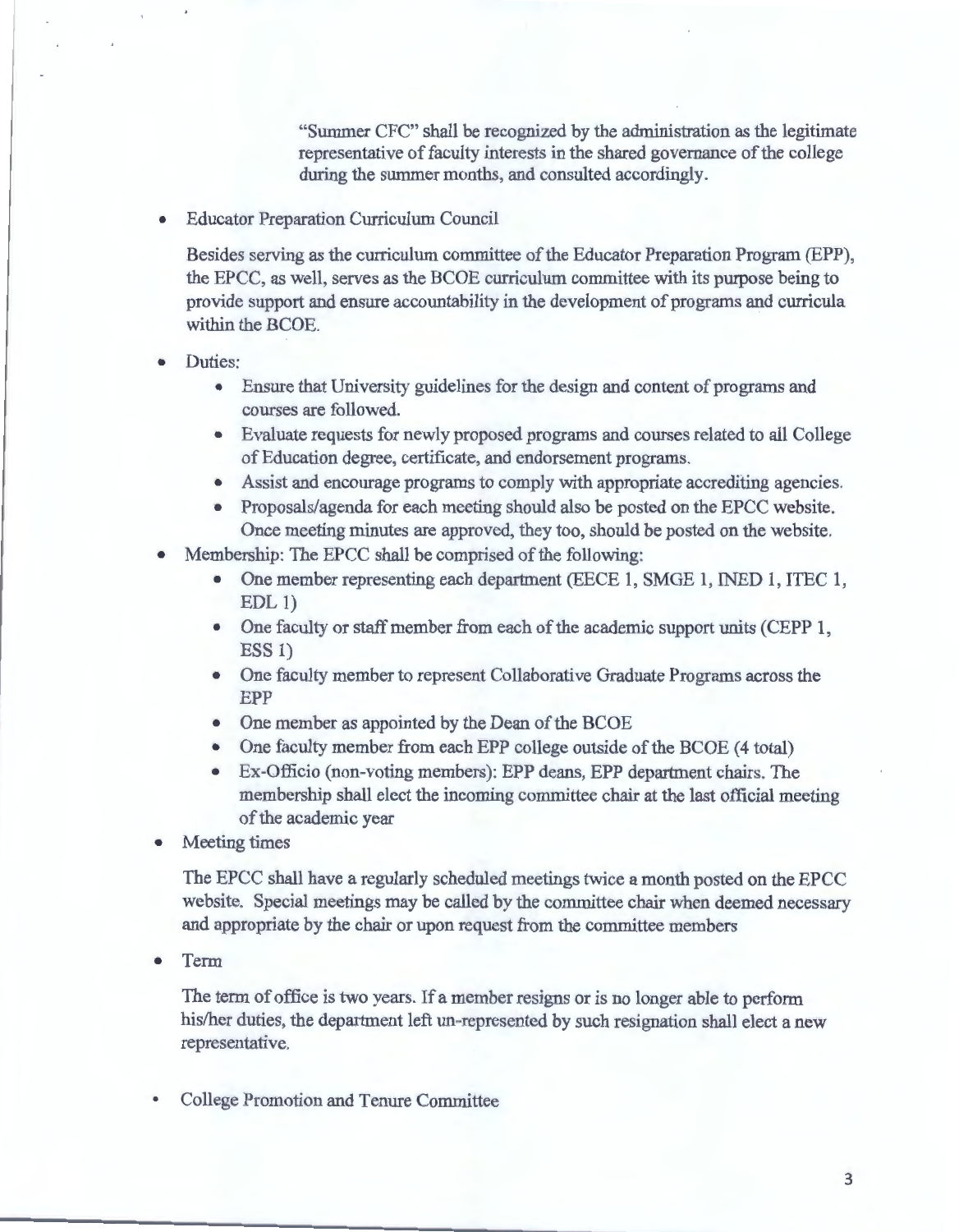"Summer CFC" shall be recognized by the administration as the legitimate representative of faculty interests in the shared governance of the college during the summer months, and consulted accordingly.

- Educator Preparation Curriculum Council

  Besides serving as the curriculum committee of the Educator Preparation Program (EPP), the EPCC, as well, serves as the BCOE curriculum committee with its purpose being to provide support and ensure accountability in the development of programs and curricula within the BCOE.

- Duties:
  - Ensure that University guidelines for the design and content of programs and courses are followed.
  - Evaluate requests for newly proposed programs and courses related to all College of Education degree, certificate, and endorsement programs.
  - Assist and encourage programs to comply with appropriate accrediting agencies.
  - Proposals/agenda for each meeting should also be posted on the EPCC website. Once meeting minutes are approved, they too, should be posted on the website.
- Membership: The EPCC shall be comprised of the following:
  - One member representing each department (EECE 1, SMGE 1, INED 1, ITEC 1, EDL 1)
  - One faculty or staff member from each of the academic support units (CEPP 1, ESS 1)
  - One faculty member to represent Collaborative Graduate Programs across the EPP
  - One member as appointed by the Dean of the BCOE
  - One faculty member from each EPP college outside of the BCOE (4 total)
  - Ex-Officio (non-voting members): EPP deans, EPP department chairs. The membership shall elect the incoming committee chair at the last official meeting of the academic year
- Meeting times

  The EPCC shall have a regularly scheduled meetings twice a month posted on the EPCC website. Special meetings may be called by the committee chair when deemed necessary and appropriate by the chair or upon request from the committee members

- Term

  The term of office is two years. If a member resigns or is no longer able to perform his/her duties, the department left un-represented by such resignation shall elect a new representative.

- College Promotion and Tenure Committee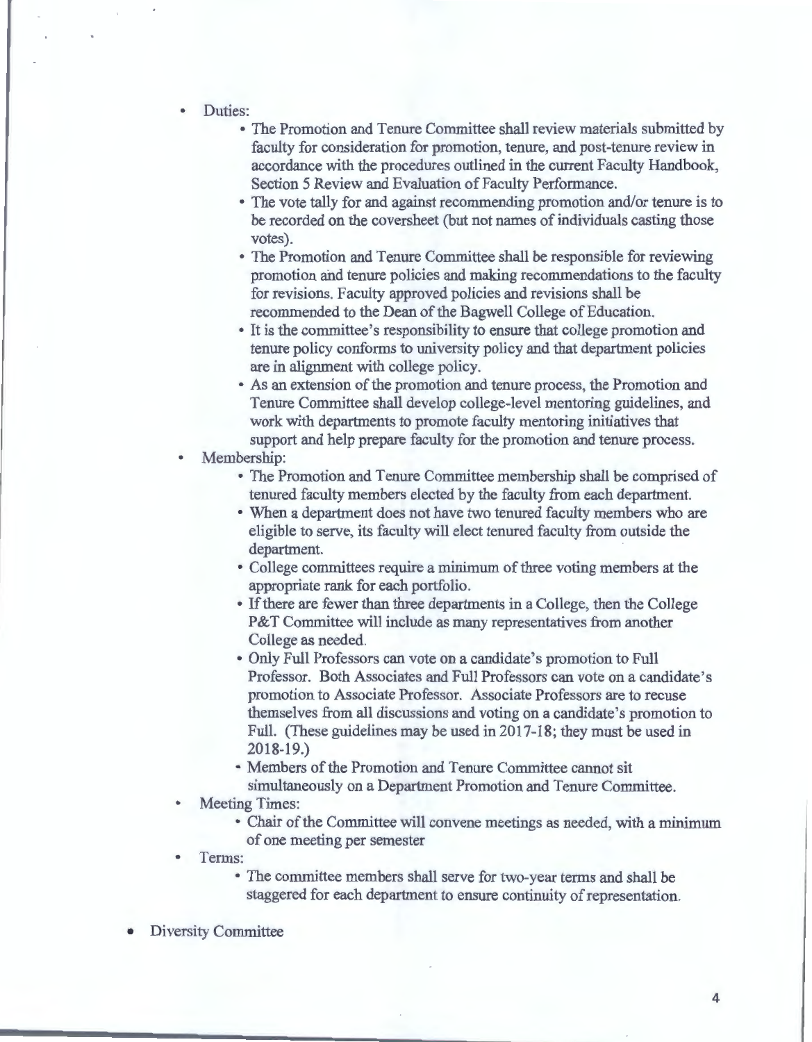- Duties:
  - The Promotion and Tenure Committee shall review materials submitted by faculty for consideration for promotion, tenure, and post-tenure review in accordance with the procedures outlined in the current Faculty Handbook, Section 5 Review and Evaluation of Faculty Performance.
  - The vote tally for and against recommending promotion and/or tenure is to be recorded on the coversheet (but not names of individuals casting those votes).
  - The Promotion and Tenure Committee shall be responsible for reviewing promotion and tenure policies and making recommendations to the faculty for revisions. Faculty approved policies and revisions shall be recommended to the Dean of the Bagwell College of Education.
  - It is the committee's responsibility to ensure that college promotion and tenure policy conforms to university policy and that department policies are in alignment with college policy.
  - As an extension of the promotion and tenure process, the Promotion and Tenure Committee shall develop college-level mentoring guidelines, and work with departments to promote faculty mentoring initiatives that support and help prepare faculty for the promotion and tenure process.
- Membership:
  - The Promotion and Tenure Committee membership shall be comprised of tenured faculty members elected by the faculty from each department.
  - When a department does not have two tenured faculty members who are eligible to serve, its faculty will elect tenured faculty from outside the department.
  - College committees require a minimum of three voting members at the appropriate rank for each portfolio.
  - If there are fewer than three departments in a College, then the College P&T Committee will include as many representatives from another College as needed.
  - Only Full Professors can vote on a candidate's promotion to Full Professor. Both Associates and Full Professors can vote on a candidate's promotion to Associate Professor. Associate Professors are to recuse themselves from all discussions and voting on a candidate's promotion to Full. (These guidelines may be used in 2017-18; they must be used in 2018-19.)
  - Members of the Promotion and Tenure Committee cannot sit simultaneously on a Department Promotion and Tenure Committee.
- Meeting Times:
  - Chair of the Committee will convene meetings as needed, with a minimum of one meeting per semester
- Terms:
  - The committee members shall serve for two-year terms and shall be staggered for each department to ensure continuity of representation.

- Diversity Committee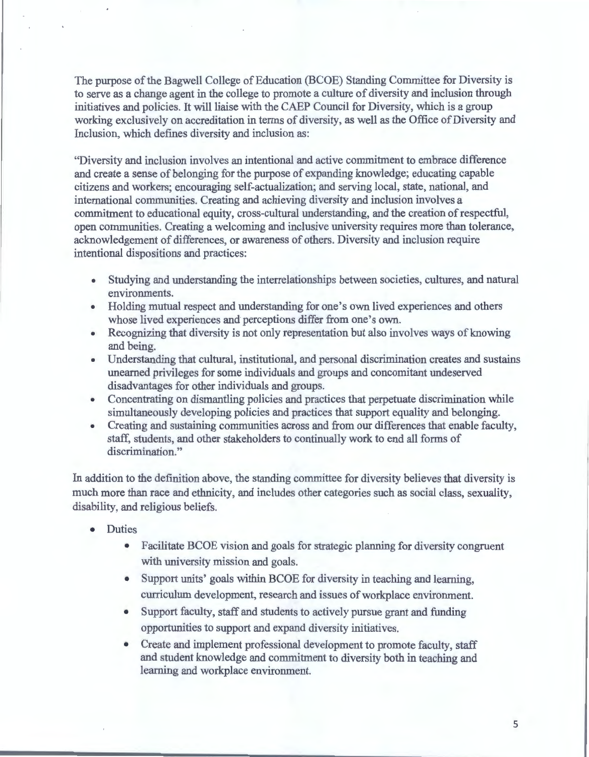The purpose of the Bagwell College of Education (BCOE) Standing Committee for Diversity is to serve as a change agent in the college to promote a culture of diversity and inclusion through initiatives and policies. It will liaise with the CAEP Council for Diversity, which is a group working exclusively on accreditation in terms of diversity, as well as the Office of Diversity and Inclusion, which defines diversity and inclusion as:

"Diversity and inclusion involves an intentional and active commitment to embrace difference and create a sense of belonging for the purpose of expanding knowledge; educating capable citizens and workers; encouraging self-actualization; and serving local, state, national, and international communities. Creating and achieving diversity and inclusion involves a commitment to educational equity, cross-cultural understanding, and the creation of respectful, open communities. Creating a welcoming and inclusive university requires more than tolerance, acknowledgement of differences, or awareness of others. Diversity and inclusion require intentional dispositions and practices:

- Studying and understanding the interrelationships between societies, cultures, and natural environments.
- Holding mutual respect and understanding for one's own lived experiences and others whose lived experiences and perceptions differ from one's own.
- Recognizing that diversity is not only representation but also involves ways of knowing and being.
- Understanding that cultural, institutional, and personal discrimination creates and sustains unearned privileges for some individuals and groups and concomitant undeserved disadvantages for other individuals and groups.
- Concentrating on dismantling policies and practices that perpetuate discrimination while simultaneously developing policies and practices that support equality and belonging.
- Creating and sustaining communities across and from our differences that enable faculty, staff, students, and other stakeholders to continually work to end all forms of discrimination."

In addition to the definition above, the standing committee for diversity believes that diversity is much more than race and ethnicity, and includes other categories such as social class, sexuality, disability, and religious beliefs.

- Duties
  - Facilitate BCOE vision and goals for strategic planning for diversity congruent with university mission and goals.
  - Support units' goals within BCOE for diversity in teaching and learning, curriculum development, research and issues of workplace environment.
  - Support faculty, staff and students to actively pursue grant and funding opportunities to support and expand diversity initiatives.
  - Create and implement professional development to promote faculty, staff and student knowledge and commitment to diversity both in teaching and learning and workplace environment.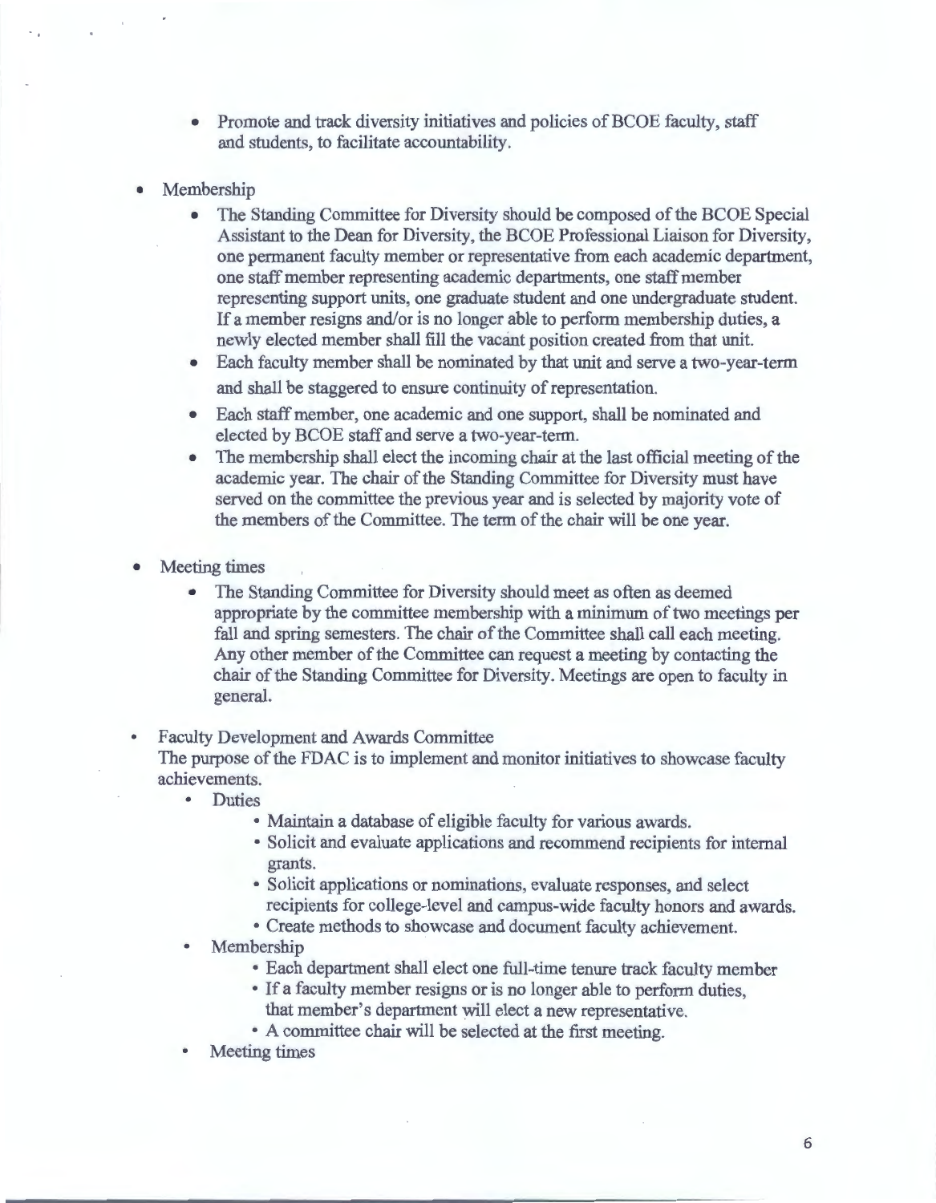- Promote and track diversity initiatives and policies of BCOE faculty, staff and students, to facilitate accountability.

- Membership
  - The Standing Committee for Diversity should be composed of the BCOE Special Assistant to the Dean for Diversity, the BCOE Professional Liaison for Diversity, one permanent faculty member or representative from each academic department, one staff member representing academic departments, one staff member representing support units, one graduate student and one undergraduate student. If a member resigns and/or is no longer able to perform membership duties, a newly elected member shall fill the vacant position created from that unit.
  - Each faculty member shall be nominated by that unit and serve a two-year-term and shall be staggered to ensure continuity of representation.
  - Each staff member, one academic and one support, shall be nominated and elected by BCOE staff and serve a two-year-term.
  - The membership shall elect the incoming chair at the last official meeting of the academic year. The chair of the Standing Committee for Diversity must have served on the committee the previous year and is selected by majority vote of the members of the Committee. The term of the chair will be one year.

- Meeting times
  - The Standing Committee for Diversity should meet as often as deemed appropriate by the committee membership with a minimum of two meetings per fall and spring semesters. The chair of the Committee shall call each meeting. Any other member of the Committee can request a meeting by contacting the chair of the Standing Committee for Diversity. Meetings are open to faculty in general.

- Faculty Development and Awards Committee

  The purpose of the FDAC is to implement and monitor initiatives to showcase faculty achievements.
  - Duties
    - Maintain a database of eligible faculty for various awards.
    - Solicit and evaluate applications and recommend recipients for internal grants.
    - Solicit applications or nominations, evaluate responses, and select recipients for college-level and campus-wide faculty honors and awards.
    - Create methods to showcase and document faculty achievement.
  - Membership
    - Each department shall elect one full-time tenure track faculty member
    - If a faculty member resigns or is no longer able to perform duties, that member's department will elect a new representative.
    - A committee chair will be selected at the first meeting.
  - Meeting times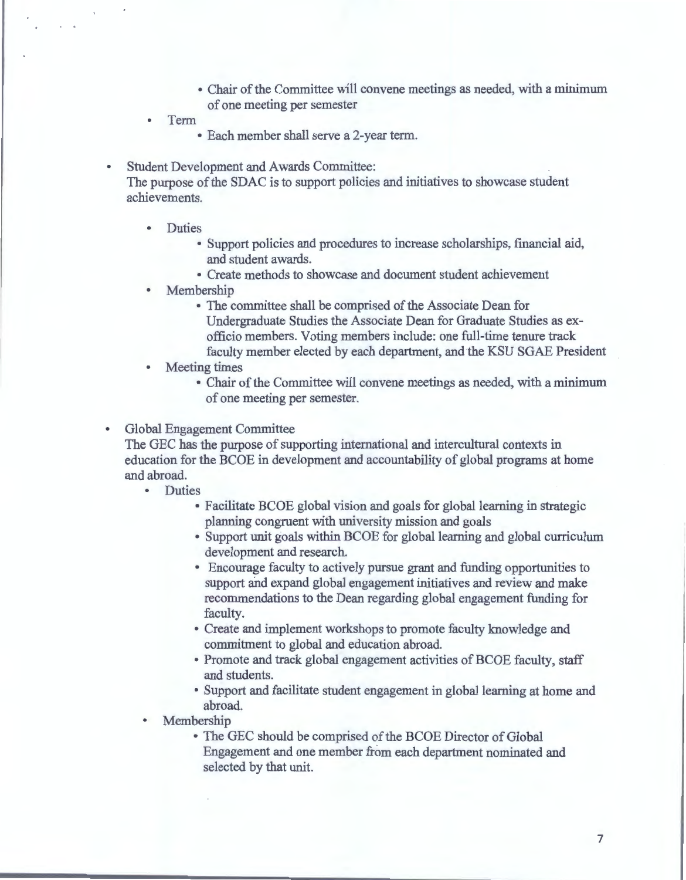- Chair of the Committee will convene meetings as needed, with a minimum of one meeting per semester
- Term
   - Each member shall serve a 2-year term.

- Student Development and Awards Committee:
  The purpose of the SDAC is to support policies and initiatives to showcase student achievements.
  - Duties
     - Support policies and procedures to increase scholarships, financial aid, and student awards.
     - Create methods to showcase and document student achievement
  - Membership
     - The committee shall be comprised of the Associate Dean for Undergraduate Studies the Associate Dean for Graduate Studies as ex-officio members. Voting members include: one full-time tenure track faculty member elected by each department, and the KSU SGAE President
  - Meeting times
     - Chair of the Committee will convene meetings as needed, with a minimum of one meeting per semester.

- Global Engagement Committee
  The GEC has the purpose of supporting international and intercultural contexts in education for the BCOE in development and accountability of global programs at home and abroad.
  - Duties
     - Facilitate BCOE global vision and goals for global learning in strategic planning congruent with university mission and goals
     - Support unit goals within BCOE for global learning and global curriculum development and research.
     - Encourage faculty to actively pursue grant and funding opportunities to support and expand global engagement initiatives and review and make recommendations to the Dean regarding global engagement funding for faculty.
     - Create and implement workshops to promote faculty knowledge and commitment to global and education abroad.
     - Promote and track global engagement activities of BCOE faculty, staff and students.
     - Support and facilitate student engagement in global learning at home and abroad.
  - Membership
     - The GEC should be comprised of the BCOE Director of Global Engagement and one member from each department nominated and selected by that unit.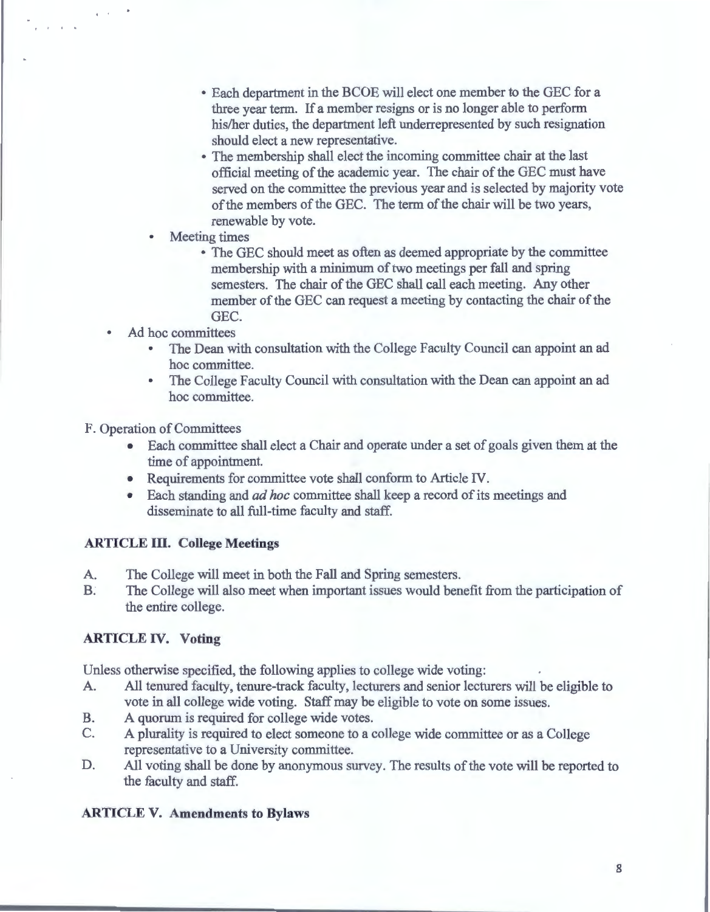- Each department in the BCOE will elect one member to the GEC for a three year term. If a member resigns or is no longer able to perform his/her duties, the department left underrepresented by such resignation should elect a new representative.
    - The membership shall elect the incoming committee chair at the last official meeting of the academic year. The chair of the GEC must have served on the committee the previous year and is selected by majority vote of the members of the GEC. The term of the chair will be two years, renewable by vote.
  - Meeting times
    - The GEC should meet as often as deemed appropriate by the committee membership with a minimum of two meetings per fall and spring semesters. The chair of the GEC shall call each meeting. Any other member of the GEC can request a meeting by contacting the chair of the GEC.
- Ad hoc committees
  - The Dean with consultation with the College Faculty Council can appoint an ad hoc committee.
  - The College Faculty Council with consultation with the Dean can appoint an ad hoc committee.

F. Operation of Committees

- Each committee shall elect a Chair and operate under a set of goals given them at the time of appointment.
- Requirements for committee vote shall conform to Article IV.
- Each standing and *ad hoc* committee shall keep a record of its meetings and disseminate to all full-time faculty and staff.

### ARTICLE III. College Meetings

A. The College will meet in both the Fall and Spring semesters.

B. The College will also meet when important issues would benefit from the participation of the entire college.

### ARTICLE IV. Voting

Unless otherwise specified, the following applies to college wide voting:

A. All tenured faculty, tenure-track faculty, lecturers and senior lecturers will be eligible to vote in all college wide voting. Staff may be eligible to vote on some issues.

B. A quorum is required for college wide votes.

C. A plurality is required to elect someone to a college wide committee or as a College representative to a University committee.

D. All voting shall be done by anonymous survey. The results of the vote will be reported to the faculty and staff.

### ARTICLE V. Amendments to Bylaws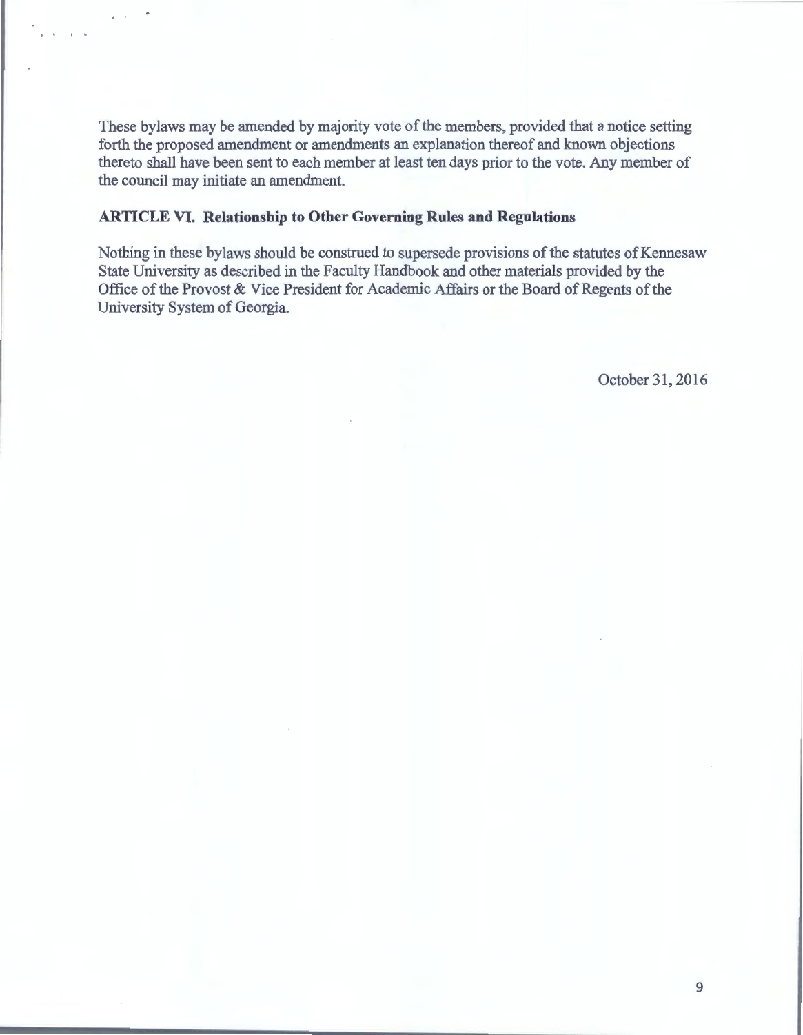These bylaws may be amended by majority vote of the members, provided that a notice setting forth the proposed amendment or amendments an explanation thereof and known objections thereto shall have been sent to each member at least ten days prior to the vote. Any member of the council may initiate an amendment.

## ARTICLE VI. Relationship to Other Governing Rules and Regulations

Nothing in these bylaws should be construed to supersede provisions of the statutes of Kennesaw State University as described in the Faculty Handbook and other materials provided by the Office of the Provost & Vice President for Academic Affairs or the Board of Regents of the University System of Georgia.

October 31, 2016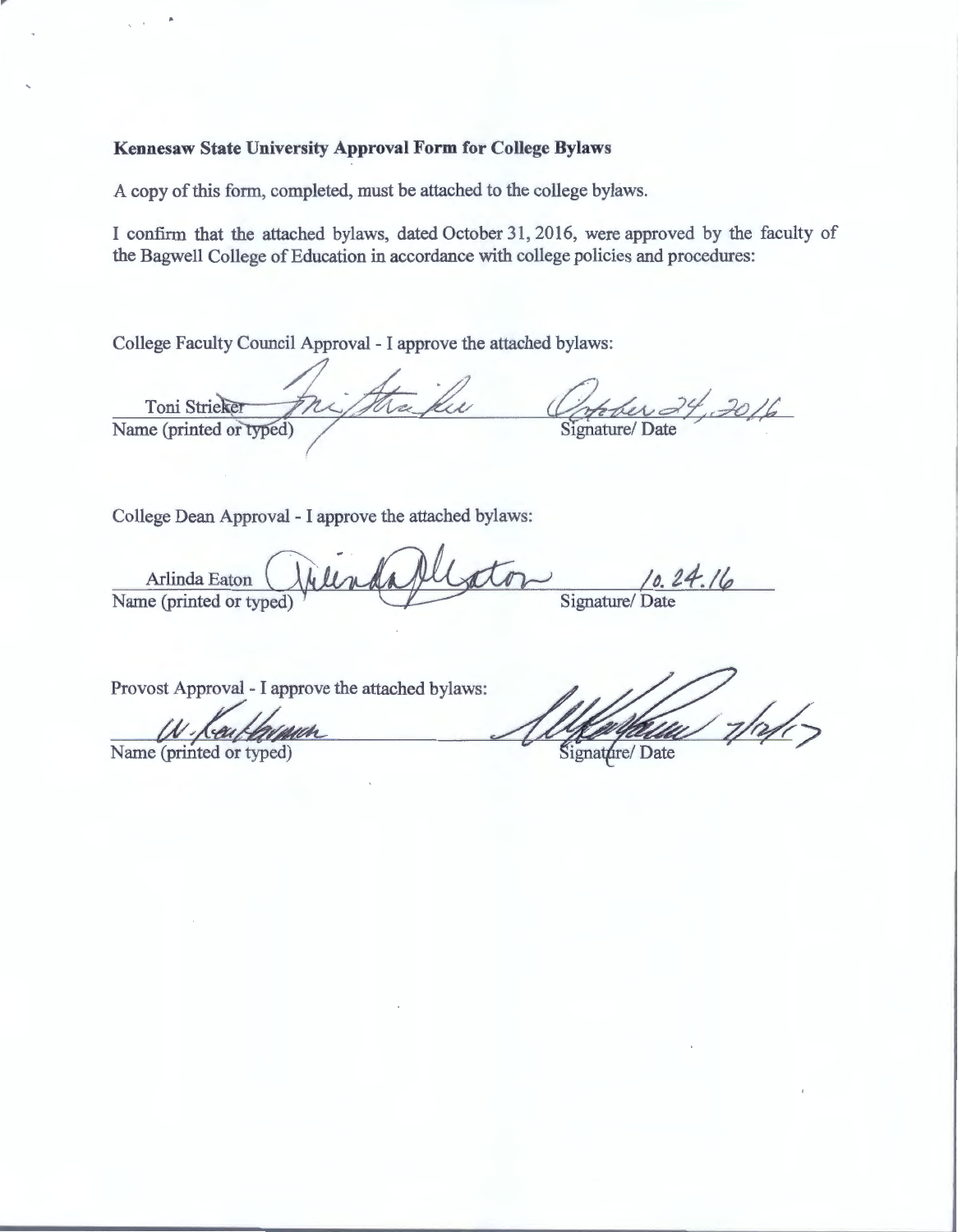**Kennesaw State University Approval Form for College Bylaws**

A copy of this form, completed, must be attached to the college bylaws.

I confirm that the attached bylaws, dated October 31, 2016, were approved by the faculty of the Bagwell College of Education in accordance with college policies and procedures:

College Faculty Council Approval - I approve the attached bylaws:

Toni Strieker ____________________ October 24, 2016

Name (printed or typed) Signature/ Date

College Dean Approval - I approve the attached bylaws:

Arlinda Eaton ____________________ 10.24.16

Name (printed or typed) Signature/ Date

Provost Approval - I approve the attached bylaws:

W. Ken Harmon ____________________ 7/12/17

Name (printed or typed) Signature/ Date